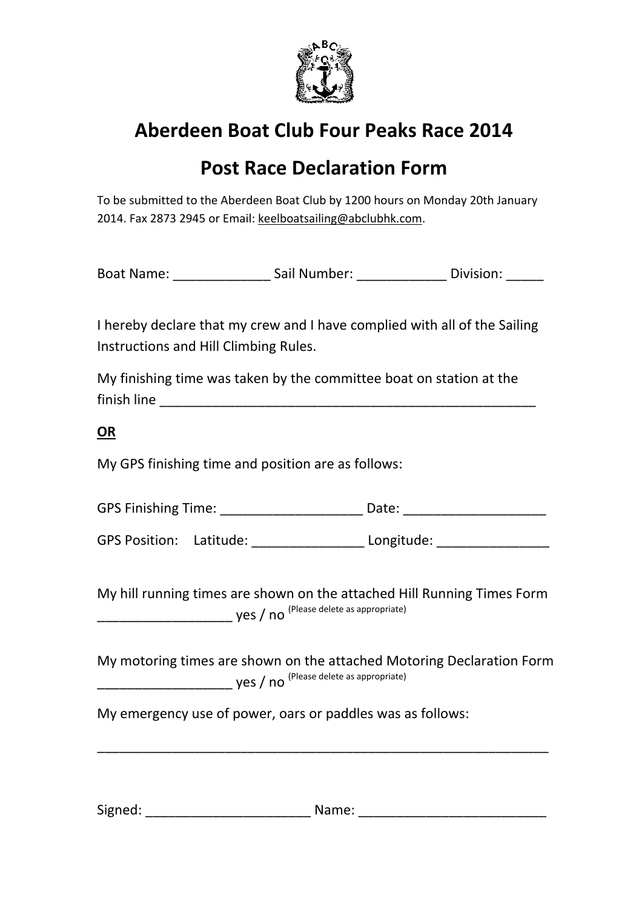# Aberdeen Boat Club Four Peaks Race 2014

## Post Race Declaration Form

To be submitted to the Aberdeen Boat Club by 1200 hours on Monday 20th January 2014. Fax 2873 2945 or Email: keelboatsailing@abclubhk.com.

Boat Name: _____________ Sail Number: ____________ Division: _____

I hereby declare that my crew and I have complied with all of the Sailing Instructions and Hill Climbing Rules.

My finishing time was taken by the committee boat on station at the finish line ____________________________________________________

**OR**

My GPS finishing time and position are as follows:

GPS Finishing Time: ___________________ Date: ___________________

GPS Position: Latitude: _______________ Longitude: _______________

My hill running times are shown on the attached Hill Running Times Form __________________ yes / no (Please delete as appropriate)

My motoring times are shown on the attached Motoring Declaration Form __________________ yes / no (Please delete as appropriate)

My emergency use of power, oars or paddles was as follows:

_____________________________________________________________

Signed: ______________________ Name: _________________________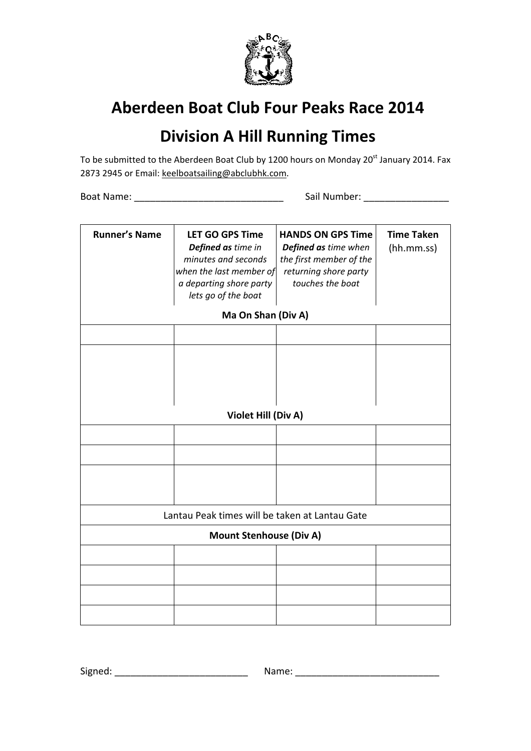# Aberdeen Boat Club Four Peaks Race 2014

## Division A Hill Running Times

To be submitted to the Aberdeen Boat Club by 1200 hours on Monday 20[st] January 2014. Fax 2873 2945 or Email: keelboatsailing@abclubhk.com.

Boat Name: ____________________________ Sail Number: ________________

| Runner's Name | **LET GO GPS Time** *Defined as time in minutes and seconds when the last member of a departing shore party lets go of the boat* | **HANDS ON GPS Time** *Defined as time when the first member of the returning shore party touches the boat* | **Time Taken** (hh.mm.ss) |
|---|---|---|---|
| **Ma On Shan (Div A)** | | | |
| | | | |
| | | | |
| **Violet Hill (Div A)** | | | |
| | | | |
| | | | |
| | | | |
| Lantau Peak times will be taken at Lantau Gate | | | |
| **Mount Stenhouse (Div A)** | | | |
| | | | |
| | | | |
| | | | |
| | | | |

Signed: _________________________ Name: ___________________________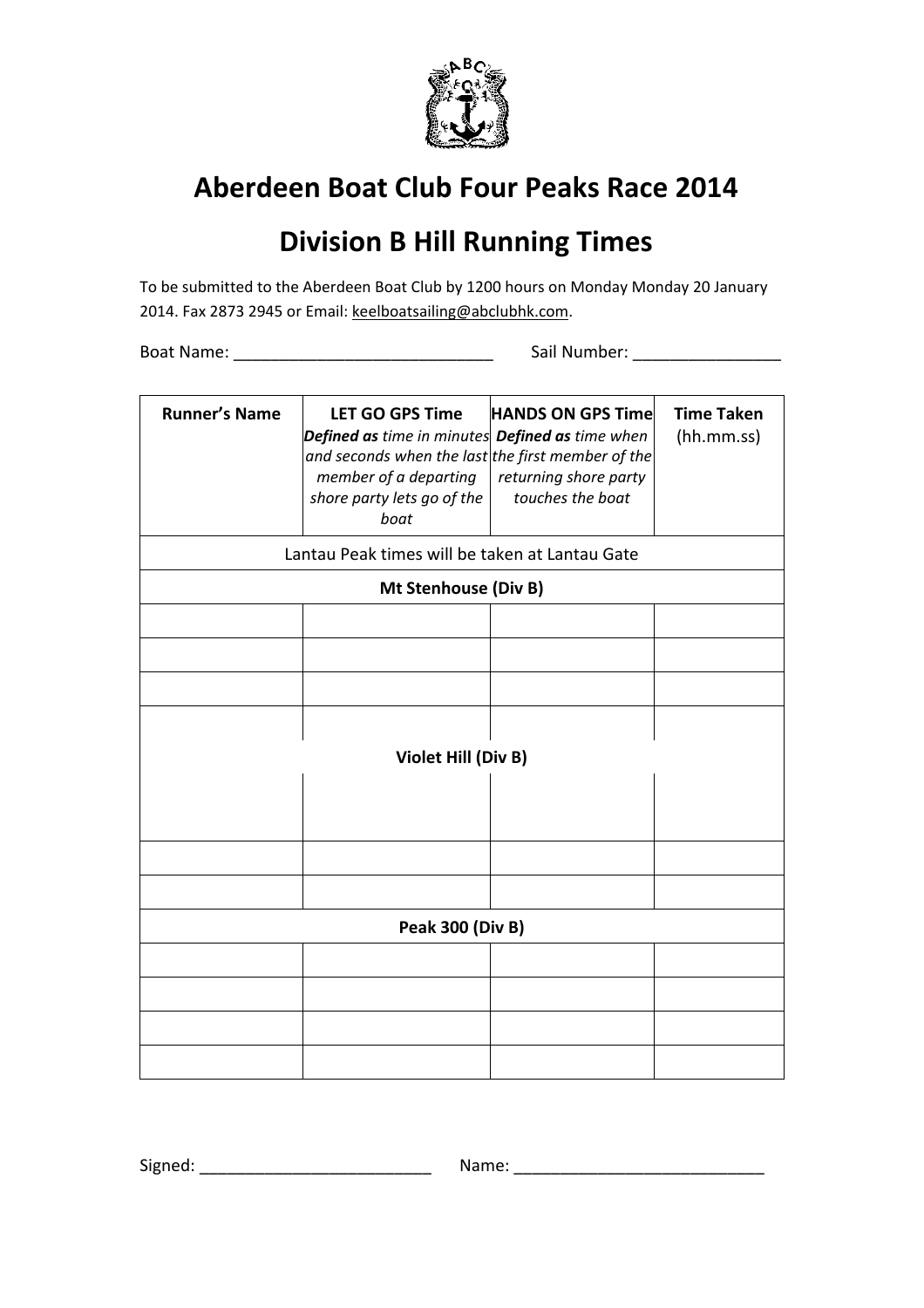# Aberdeen Boat Club Four Peaks Race 2014

# Division B Hill Running Times

To be submitted to the Aberdeen Boat Club by 1200 hours on Monday Monday 20 January 2014. Fax 2873 2945 or Email: keelboatsailing@abclubhk.com.

Boat Name: ____________________________ Sail Number: ________________

| Runner's Name | LET GO GPS Time *Defined as time in minutes and seconds when the last member of a departing shore party lets go of the boat* | HANDS ON GPS Time *Defined as time when the first member of the returning shore party touches the boat* | Time Taken (hh.mm.ss) |
|---|---|---|---|
| Lantau Peak times will be taken at Lantau Gate | | | |
| **Mt Stenhouse (Div B)** | | | |
| | | | |
| | | | |
| | | | |
| | | | |
| **Violet Hill (Div B)** | | | |
| | | | |
| | | | |
| | | | |
| **Peak 300 (Div B)** | | | |
| | | | |
| | | | |
| | | | |
| | | | |

Signed: _________________________ Name: ___________________________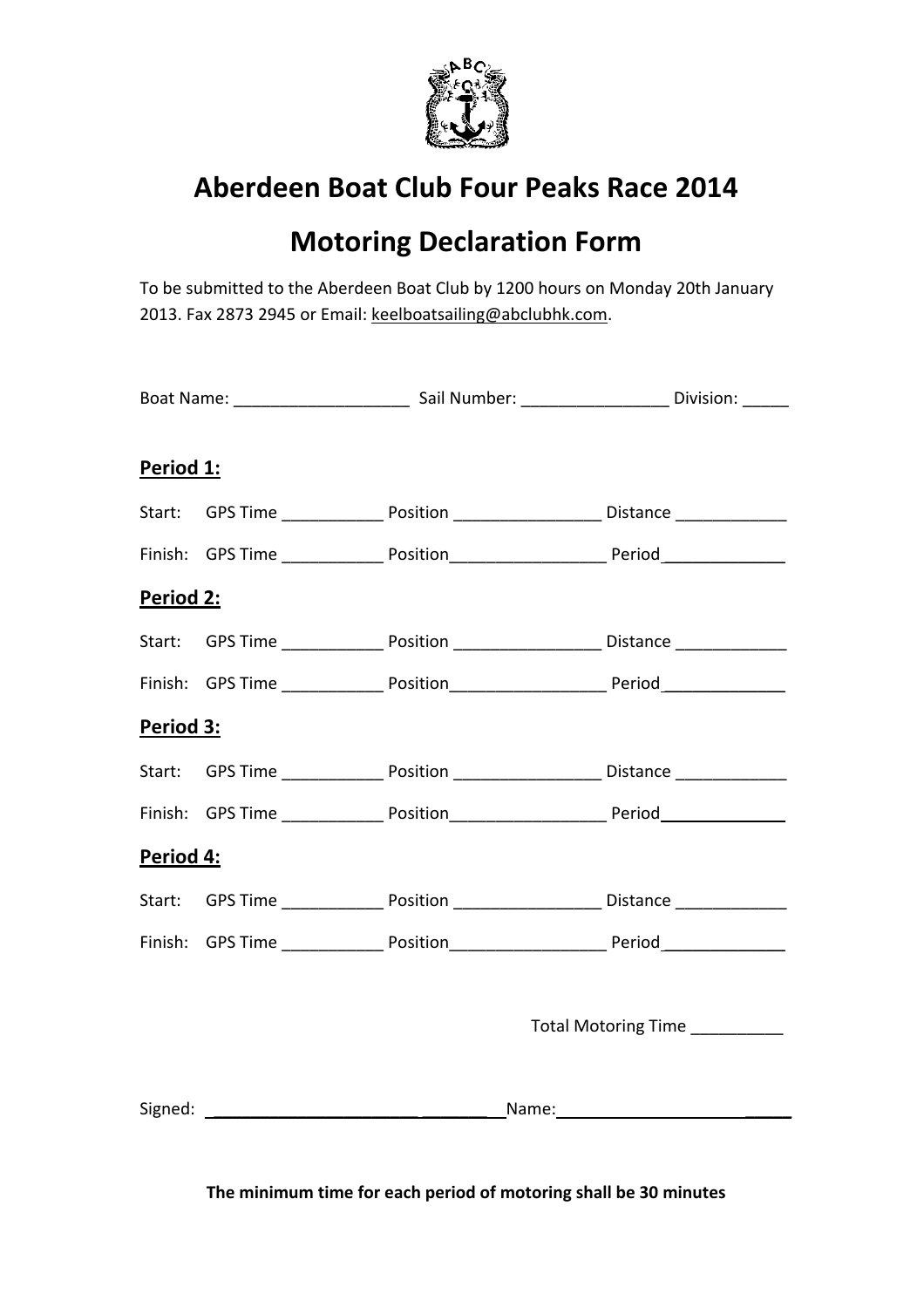# Aberdeen Boat Club Four Peaks Race 2014

## Motoring Declaration Form

To be submitted to the Aberdeen Boat Club by 1200 hours on Monday 20th January 2013. Fax 2873 2945 or Email: keelboatsailing@abclubhk.com.

Boat Name: ___________________ Sail Number: ________________ Division: _____

**Period 1:**

Start: GPS Time ___________ Position ________________ Distance ____________

Finish: GPS Time ___________ Position_________________ Period_____________

**Period 2:**

Start: GPS Time ___________ Position ________________ Distance ____________

Finish: GPS Time ___________ Position_________________ Period_____________

**Period 3:**

Start: GPS Time ___________ Position ________________ Distance ____________

Finish: GPS Time ___________ Position_________________ Period_____________

**Period 4:**

Start: GPS Time ___________ Position ________________ Distance ____________

Finish: GPS Time ___________ Position_________________ Period_____________

Total Motoring Time __________

Signed: ________________________________ Name: ___________________________

**The minimum time for each period of motoring shall be 30 minutes**